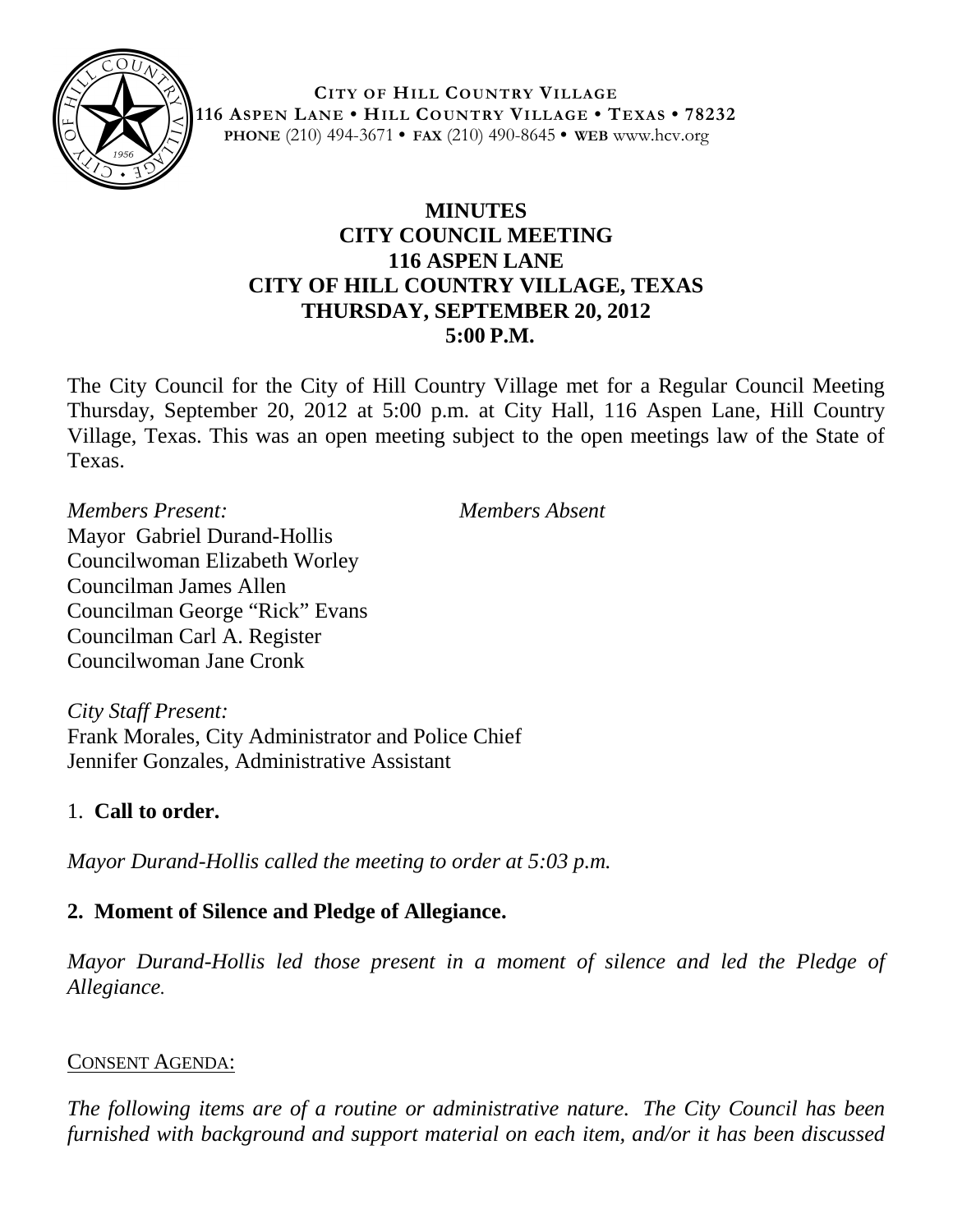**CITY OF HILL COUNTRY VILLAGE**
**116 ASPEN LANE • HILL COUNTRY VILLAGE • TEXAS • 78232**
**PHONE** (210) 494-3671 • **FAX** (210) 490-8645 • **WEB** www.hcv.org

# MINUTES
## CITY COUNCIL MEETING
## 116 ASPEN LANE
## CITY OF HILL COUNTRY VILLAGE, TEXAS
## THURSDAY, SEPTEMBER 20, 2012
## 5:00 P.M.

The City Council for the City of Hill Country Village met for a Regular Council Meeting Thursday, September 20, 2012 at 5:00 p.m. at City Hall, 116 Aspen Lane, Hill Country Village, Texas. This was an open meeting subject to the open meetings law of the State of Texas.

*Members Present:*
Mayor Gabriel Durand-Hollis
Councilwoman Elizabeth Worley
Councilman James Allen
Councilman George "Rick" Evans
Councilman Carl A. Register
Councilwoman Jane Cronk

*Members Absent*

*City Staff Present:*
Frank Morales, City Administrator and Police Chief
Jennifer Gonzales, Administrative Assistant

1. **Call to order.**

*Mayor Durand-Hollis called the meeting to order at 5:03 p.m.*

**2. Moment of Silence and Pledge of Allegiance.**

*Mayor Durand-Hollis led those present in a moment of silence and led the Pledge of Allegiance.*

CONSENT AGENDA:

*The following items are of a routine or administrative nature. The City Council has been furnished with background and support material on each item, and/or it has been discussed*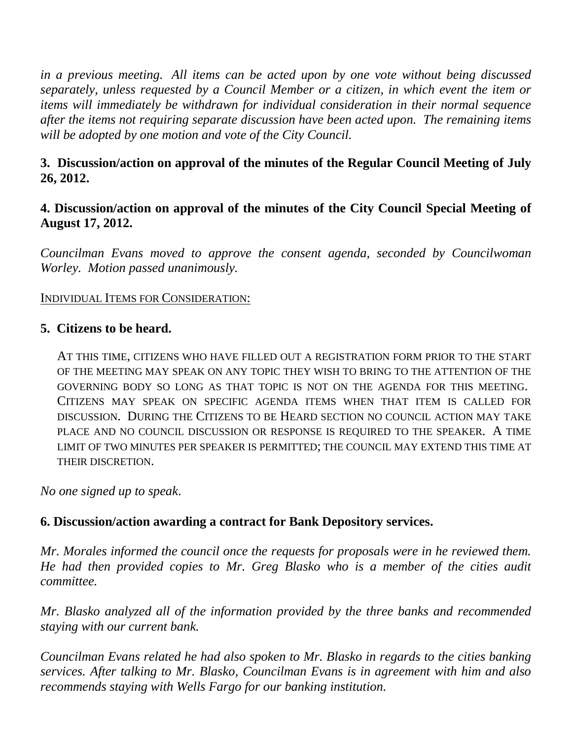*in a previous meeting. All items can be acted upon by one vote without being discussed separately, unless requested by a Council Member or a citizen, in which event the item or items will immediately be withdrawn for individual consideration in their normal sequence after the items not requiring separate discussion have been acted upon. The remaining items will be adopted by one motion and vote of the City Council.*

**3. Discussion/action on approval of the minutes of the Regular Council Meeting of July 26, 2012.**

**4. Discussion/action on approval of the minutes of the City Council Special Meeting of August 17, 2012.**

*Councilman Evans moved to approve the consent agenda, seconded by Councilwoman Worley. Motion passed unanimously.*

INDIVIDUAL ITEMS FOR CONSIDERATION:

**5. Citizens to be heard.**

AT THIS TIME, CITIZENS WHO HAVE FILLED OUT A REGISTRATION FORM PRIOR TO THE START OF THE MEETING MAY SPEAK ON ANY TOPIC THEY WISH TO BRING TO THE ATTENTION OF THE GOVERNING BODY SO LONG AS THAT TOPIC IS NOT ON THE AGENDA FOR THIS MEETING. CITIZENS MAY SPEAK ON SPECIFIC AGENDA ITEMS WHEN THAT ITEM IS CALLED FOR DISCUSSION. DURING THE CITIZENS TO BE HEARD SECTION NO COUNCIL ACTION MAY TAKE PLACE AND NO COUNCIL DISCUSSION OR RESPONSE IS REQUIRED TO THE SPEAKER. A TIME LIMIT OF TWO MINUTES PER SPEAKER IS PERMITTED; THE COUNCIL MAY EXTEND THIS TIME AT THEIR DISCRETION.

*No one signed up to speak.*

**6. Discussion/action awarding a contract for Bank Depository services.**

*Mr. Morales informed the council once the requests for proposals were in he reviewed them. He had then provided copies to Mr. Greg Blasko who is a member of the cities audit committee.*

*Mr. Blasko analyzed all of the information provided by the three banks and recommended staying with our current bank.*

*Councilman Evans related he had also spoken to Mr. Blasko in regards to the cities banking services. After talking to Mr. Blasko, Councilman Evans is in agreement with him and also recommends staying with Wells Fargo for our banking institution.*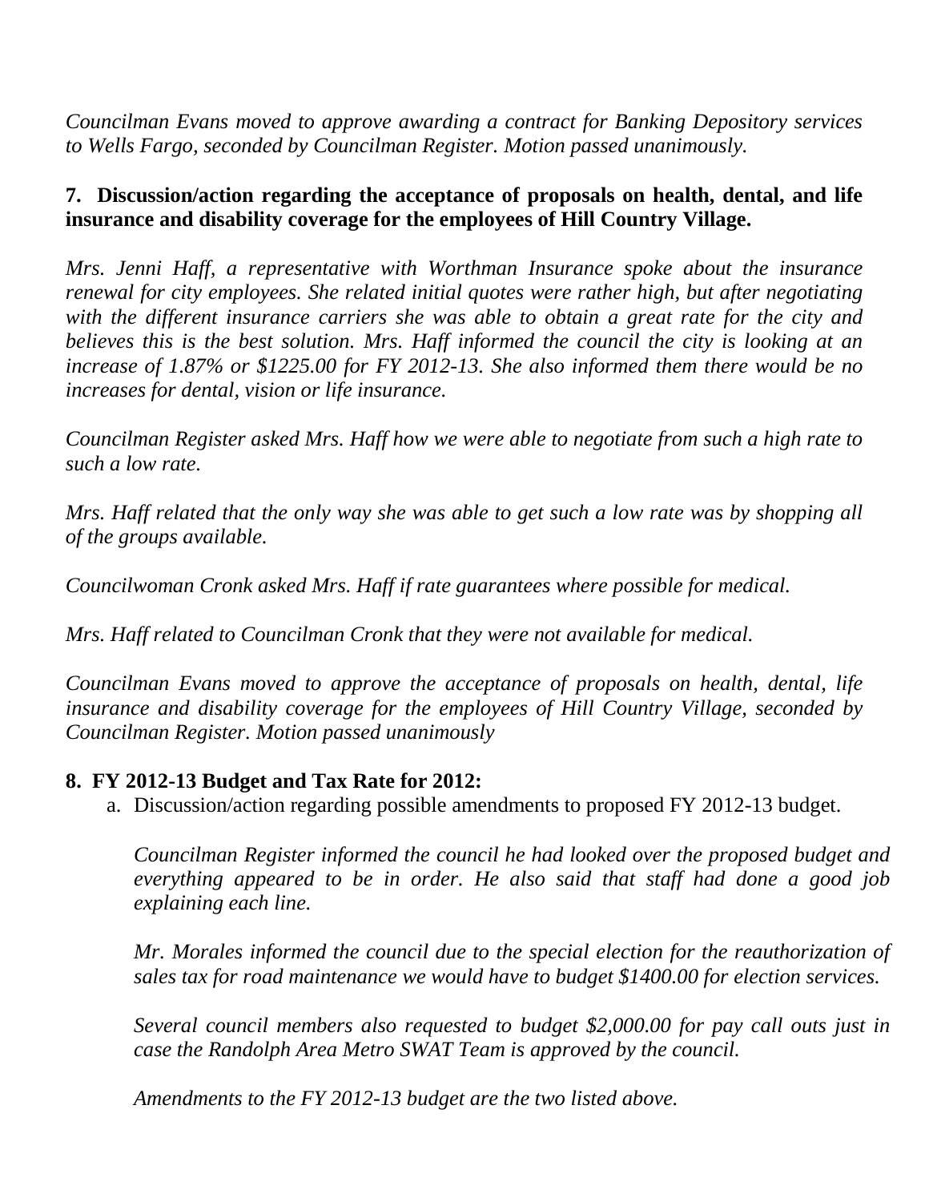*Councilman Evans moved to approve awarding a contract for Banking Depository services to Wells Fargo, seconded by Councilman Register. Motion passed unanimously.*

**7. Discussion/action regarding the acceptance of proposals on health, dental, and life insurance and disability coverage for the employees of Hill Country Village.**

*Mrs. Jenni Haff, a representative with Worthman Insurance spoke about the insurance renewal for city employees. She related initial quotes were rather high, but after negotiating with the different insurance carriers she was able to obtain a great rate for the city and believes this is the best solution. Mrs. Haff informed the council the city is looking at an increase of 1.87% or $1225.00 for FY 2012-13. She also informed them there would be no increases for dental, vision or life insurance.*

*Councilman Register asked Mrs. Haff how we were able to negotiate from such a high rate to such a low rate.*

*Mrs. Haff related that the only way she was able to get such a low rate was by shopping all of the groups available.*

*Councilwoman Cronk asked Mrs. Haff if rate guarantees where possible for medical.*

*Mrs. Haff related to Councilman Cronk that they were not available for medical.*

*Councilman Evans moved to approve the acceptance of proposals on health, dental, life insurance and disability coverage for the employees of Hill Country Village, seconded by Councilman Register. Motion passed unanimously*

**8. FY 2012-13 Budget and Tax Rate for 2012:**

a. Discussion/action regarding possible amendments to proposed FY 2012-13 budget.

*Councilman Register informed the council he had looked over the proposed budget and everything appeared to be in order. He also said that staff had done a good job explaining each line.*

*Mr. Morales informed the council due to the special election for the reauthorization of sales tax for road maintenance we would have to budget $1400.00 for election services.*

*Several council members also requested to budget $2,000.00 for pay call outs just in case the Randolph Area Metro SWAT Team is approved by the council.*

*Amendments to the FY 2012-13 budget are the two listed above.*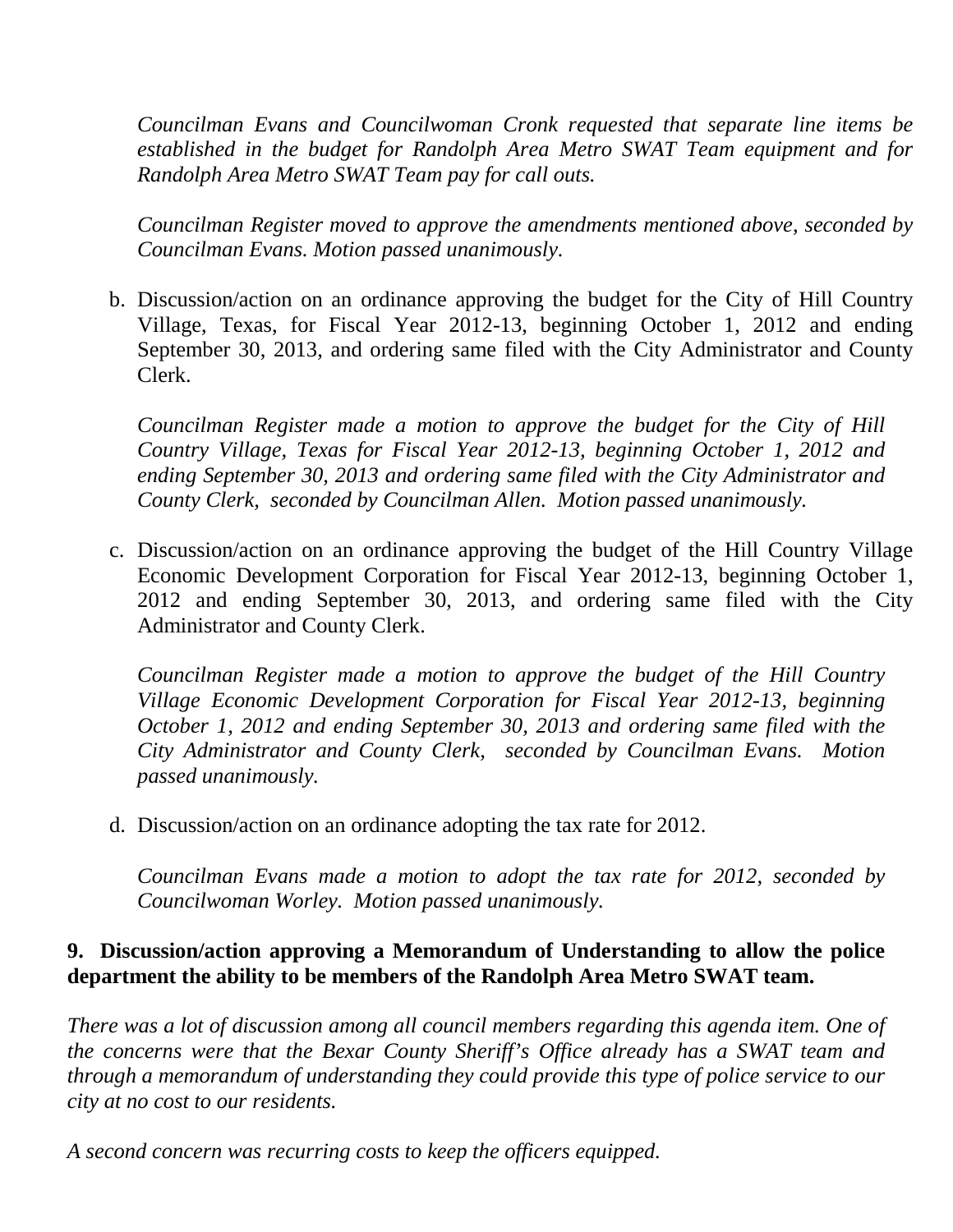*Councilman Evans and Councilwoman Cronk requested that separate line items be established in the budget for Randolph Area Metro SWAT Team equipment and for Randolph Area Metro SWAT Team pay for call outs.*

*Councilman Register moved to approve the amendments mentioned above, seconded by Councilman Evans. Motion passed unanimously.*

b. Discussion/action on an ordinance approving the budget for the City of Hill Country Village, Texas, for Fiscal Year 2012-13, beginning October 1, 2012 and ending September 30, 2013, and ordering same filed with the City Administrator and County Clerk.

   *Councilman Register made a motion to approve the budget for the City of Hill Country Village, Texas for Fiscal Year 2012-13, beginning October 1, 2012 and ending September 30, 2013 and ordering same filed with the City Administrator and County Clerk, seconded by Councilman Allen. Motion passed unanimously.*

c. Discussion/action on an ordinance approving the budget of the Hill Country Village Economic Development Corporation for Fiscal Year 2012-13, beginning October 1, 2012 and ending September 30, 2013, and ordering same filed with the City Administrator and County Clerk.

   *Councilman Register made a motion to approve the budget of the Hill Country Village Economic Development Corporation for Fiscal Year 2012-13, beginning October 1, 2012 and ending September 30, 2013 and ordering same filed with the City Administrator and County Clerk, seconded by Councilman Evans. Motion passed unanimously.*

d. Discussion/action on an ordinance adopting the tax rate for 2012.

   *Councilman Evans made a motion to adopt the tax rate for 2012, seconded by Councilwoman Worley. Motion passed unanimously.*

**9. Discussion/action approving a Memorandum of Understanding to allow the police department the ability to be members of the Randolph Area Metro SWAT team.**

*There was a lot of discussion among all council members regarding this agenda item. One of the concerns were that the Bexar County Sheriff's Office already has a SWAT team and through a memorandum of understanding they could provide this type of police service to our city at no cost to our residents.*

*A second concern was recurring costs to keep the officers equipped.*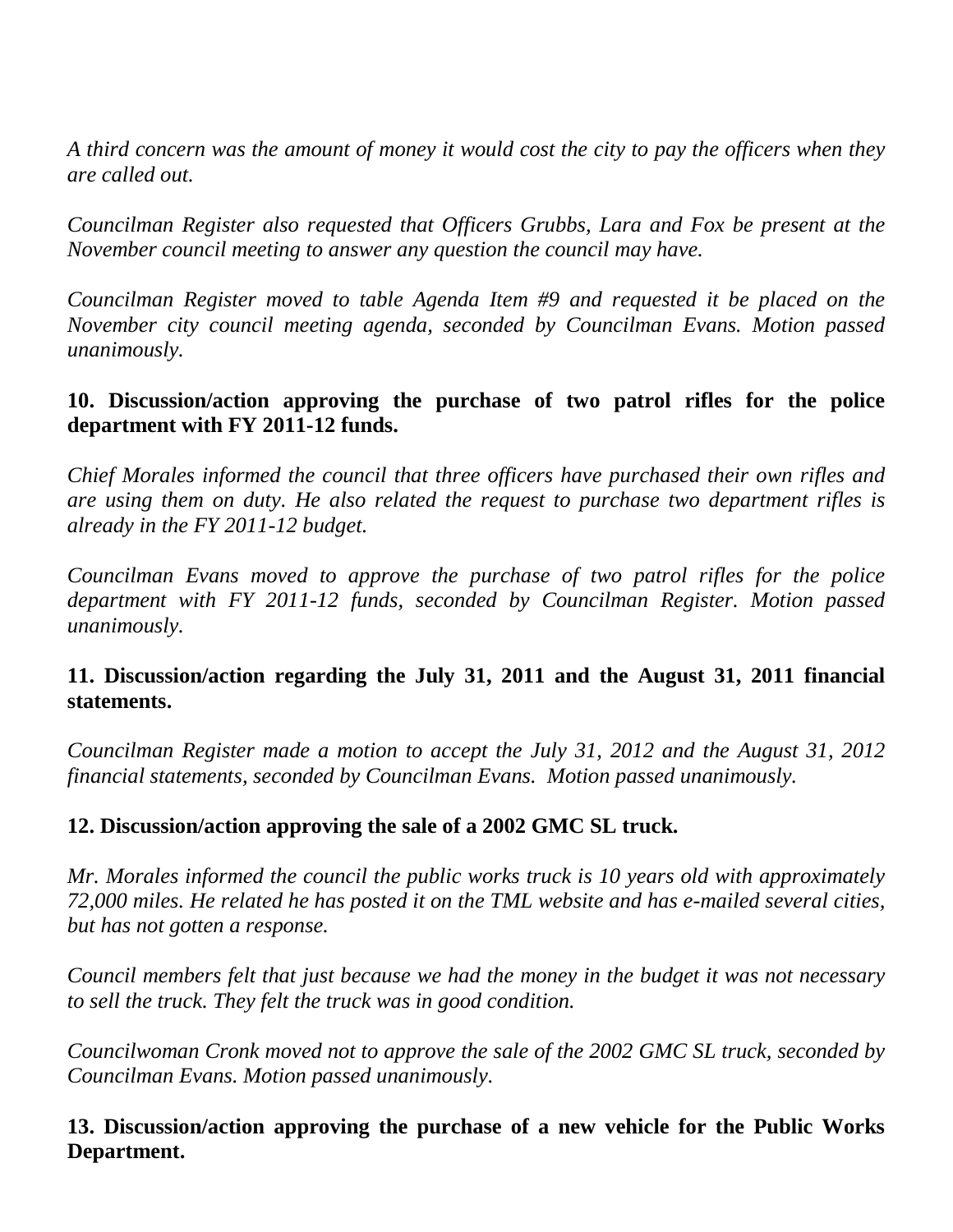*A third concern was the amount of money it would cost the city to pay the officers when they are called out.*

*Councilman Register also requested that Officers Grubbs, Lara and Fox be present at the November council meeting to answer any question the council may have.*

*Councilman Register moved to table Agenda Item #9 and requested it be placed on the November city council meeting agenda, seconded by Councilman Evans. Motion passed unanimously.*

**10. Discussion/action approving the purchase of two patrol rifles for the police department with FY 2011-12 funds.**

*Chief Morales informed the council that three officers have purchased their own rifles and are using them on duty. He also related the request to purchase two department rifles is already in the FY 2011-12 budget.*

*Councilman Evans moved to approve the purchase of two patrol rifles for the police department with FY 2011-12 funds, seconded by Councilman Register. Motion passed unanimously.*

**11. Discussion/action regarding the July 31, 2011 and the August 31, 2011 financial statements.**

*Councilman Register made a motion to accept the July 31, 2012 and the August 31, 2012 financial statements, seconded by Councilman Evans. Motion passed unanimously.*

**12. Discussion/action approving the sale of a 2002 GMC SL truck.**

*Mr. Morales informed the council the public works truck is 10 years old with approximately 72,000 miles. He related he has posted it on the TML website and has e-mailed several cities, but has not gotten a response.*

*Council members felt that just because we had the money in the budget it was not necessary to sell the truck. They felt the truck was in good condition.*

*Councilwoman Cronk moved not to approve the sale of the 2002 GMC SL truck, seconded by Councilman Evans. Motion passed unanimously.*

**13. Discussion/action approving the purchase of a new vehicle for the Public Works Department.**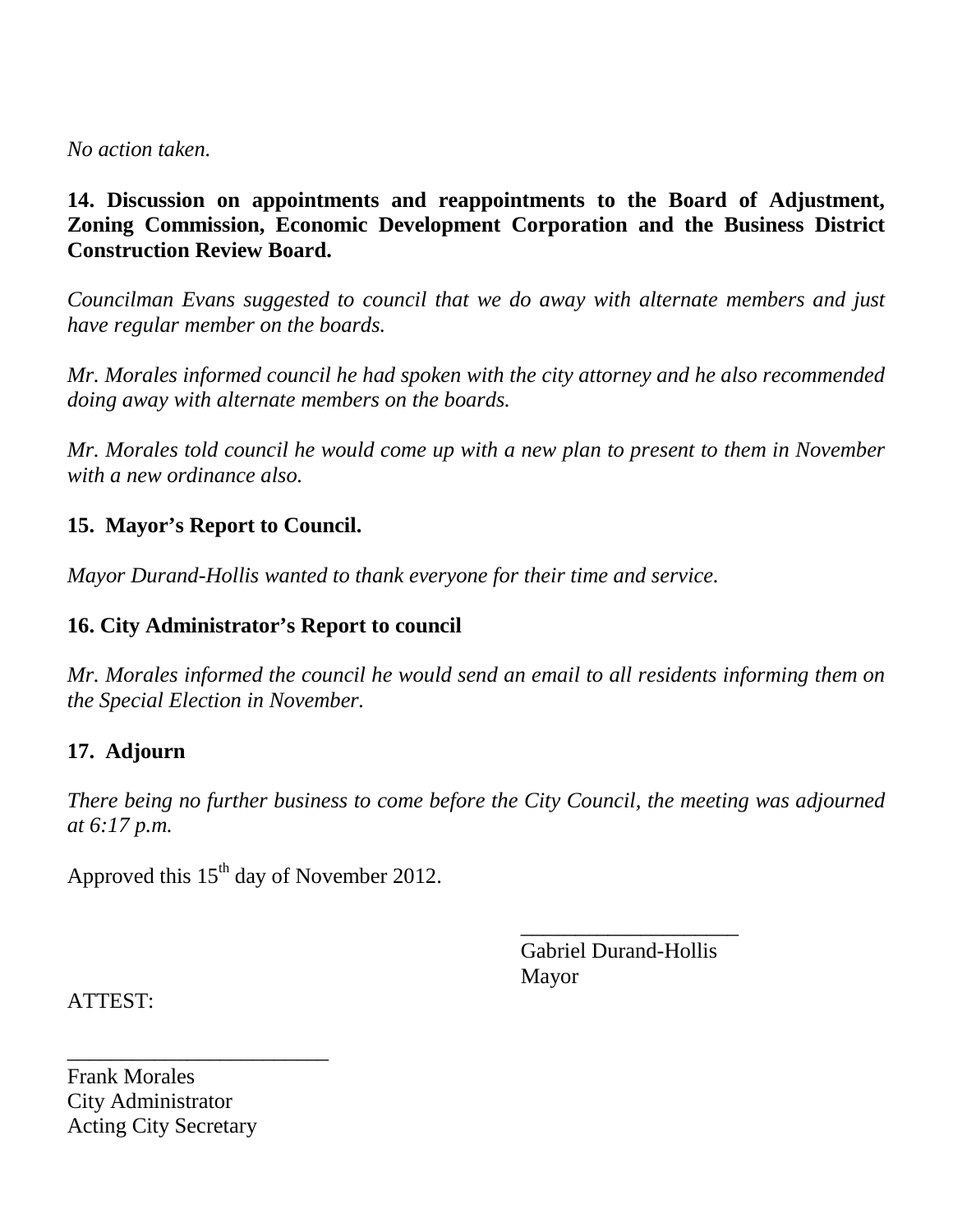*No action taken.*

**14. Discussion on appointments and reappointments to the Board of Adjustment, Zoning Commission, Economic Development Corporation and the Business District Construction Review Board.**

*Councilman Evans suggested to council that we do away with alternate members and just have regular member on the boards.*

*Mr. Morales informed council he had spoken with the city attorney and he also recommended doing away with alternate members on the boards.*

*Mr. Morales told council he would come up with a new plan to present to them in November with a new ordinance also.*

**15. Mayor's Report to Council.**

*Mayor Durand-Hollis wanted to thank everyone for their time and service.*

**16. City Administrator's Report to council**

*Mr. Morales informed the council he would send an email to all residents informing them on the Special Election in November.*

**17. Adjourn**

*There being no further business to come before the City Council, the meeting was adjourned at 6:17 p.m.*

Approved this 15th day of November 2012.

\_\_\_\_\_\_\_\_\_\_\_\_\_\_\_\_\_\_\_\_\_
Gabriel Durand-Hollis
Mayor

ATTEST:

\_\_\_\_\_\_\_\_\_\_\_\_\_\_\_\_\_\_\_\_\_\_\_\_\_
Frank Morales
City Administrator
Acting City Secretary